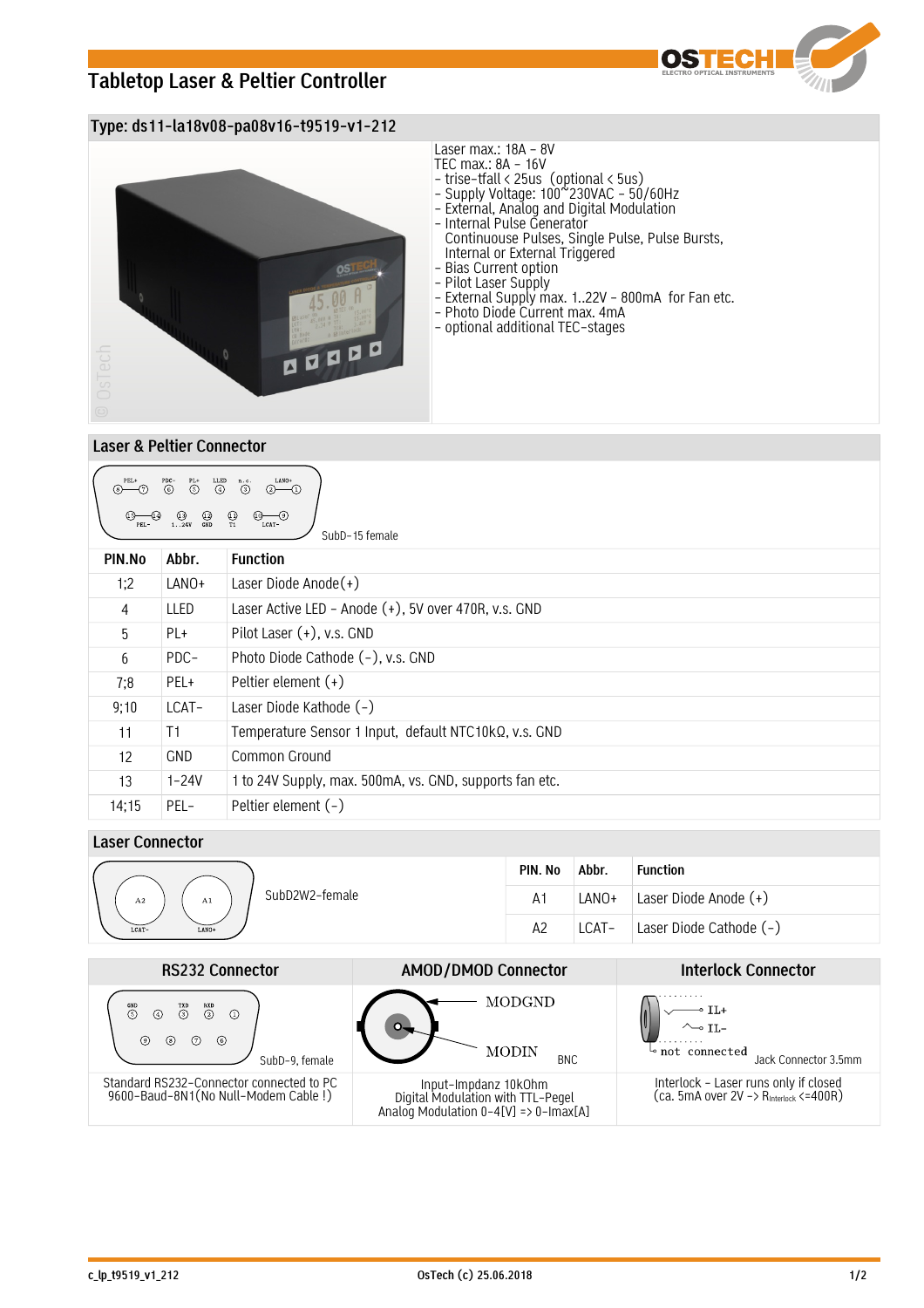# Tabletop Laser & Peltier Controller

## Type: ds11-la18v08-pa08v16-t9519-v1-212

Laser max.: 18A – 8V
TEC max.: 8A – 16V
- trise-tfall < 25us (optional < 5us)
- Supply Voltage: 100~230VAC – 50/60Hz
- External, Analog and Digital Modulation
- Internal Pulse Generator
  Continuouse Pulses, Single Pulse, Pulse Bursts,
  Internal or External Triggered
- Bias Current option
- Pilot Laser Supply
- External Supply max. 1..22V – 800mA for Fan etc.
- Photo Diode Current max. 4mA
- optional additional TEC-stages

## Laser & Peltier Connector

SubD-15 female

| PIN.No | Abbr. | Function |
|---|---|---|
| 1;2 | LANO+ | Laser Diode Anode(+) |
| 4 | LLED | Laser Active LED – Anode (+), 5V over 470R, v.s. GND |
| 5 | PL+ | Pilot Laser (+), v.s. GND |
| 6 | PDC- | Photo Diode Cathode (-), v.s. GND |
| 7;8 | PEL+ | Peltier element (+) |
| 9;10 | LCAT- | Laser Diode Kathode (-) |
| 11 | T1 | Temperature Sensor 1 Input, default NTC10kΩ, v.s. GND |
| 12 | GND | Common Ground |
| 13 | 1-24V | 1 to 24V Supply, max. 500mA, vs. GND, supports fan etc. |
| 14;15 | PEL- | Peltier element (-) |

## Laser Connector

SubD2W2-female

| PIN. No | Abbr. | Function |
|---|---|---|
| A1 | LANO+ | Laser Diode Anode (+) |
| A2 | LCAT- | Laser Diode Cathode (-) |

| RS232 Connector | AMOD/DMOD Connector | Interlock Connector |
|---|---|---|
| SubD-9, female | BNC (MODGND, MODIN) | Jack Connector 3.5mm (IL+, IL-, not connected) |
| Standard RS232-Connector connected to PC 9600-Baud-8N1(No Null-Modem Cable !) | Input-Impdanz 10kOhm Digital Modulation with TTL-Pegel Analog Modulation 0-4[V] => 0-Imax[A] | Interlock – Laser runs only if closed (ca. 5mA over 2V -> $R_{Interlock}$ <=400R) |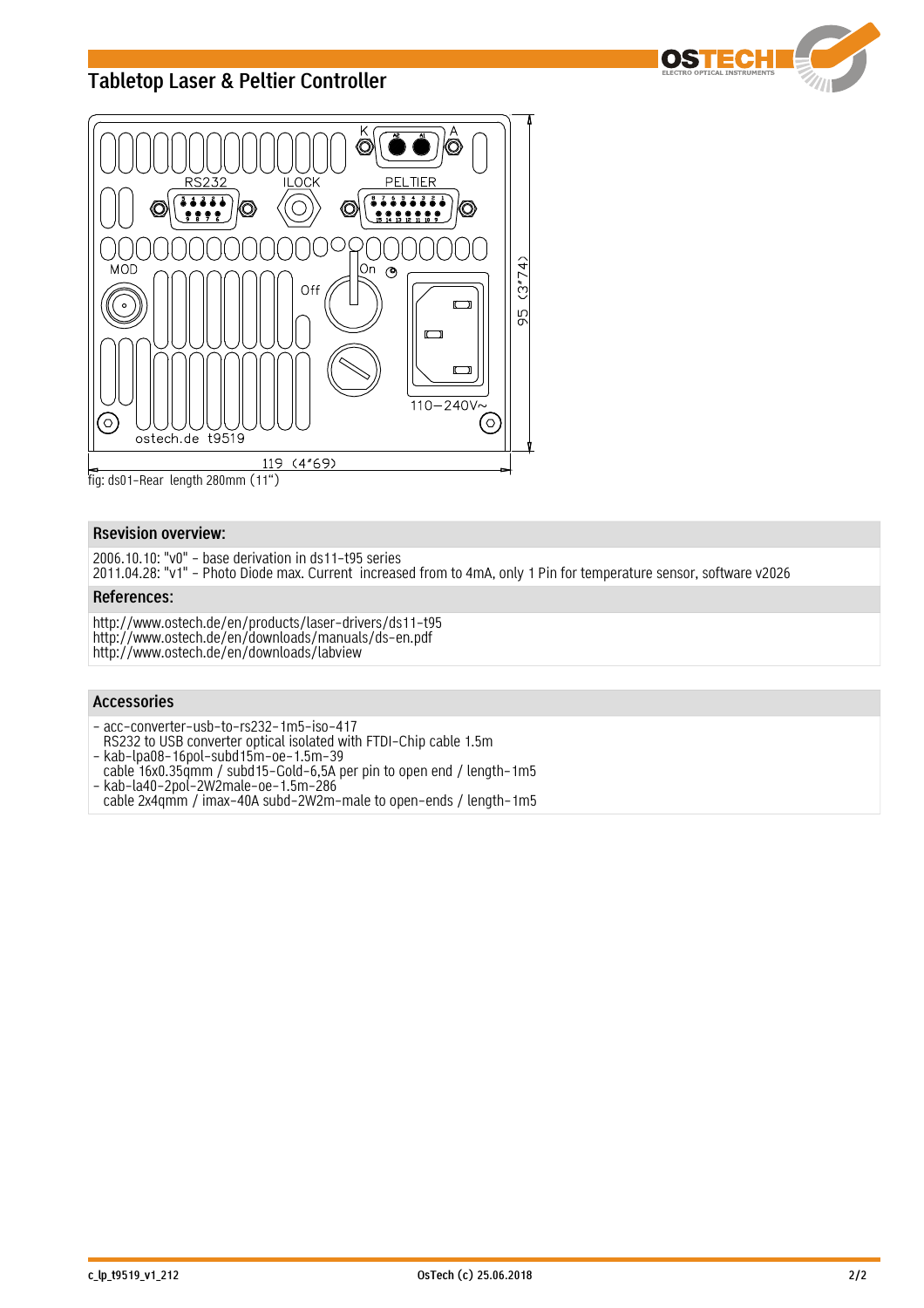## Tabletop Laser & Peltier Controller

RS232
ILOCK
PELTIER
K
A
MOD
On
Off
110–240V~
ostech.de t9519
119 (4"69)
95 (3"74)

fig: ds01-Rear length 280mm (11")

### Rsevision overview:

2006.10.10: "v0" – base derivation in ds11-t95 series
2011.04.28: "v1" – Photo Diode max. Current increased from to 4mA, only 1 Pin for temperature sensor, software v2026

### References:

http://www.ostech.de/en/products/laser-drivers/ds11-t95
http://www.ostech.de/en/downloads/manuals/ds-en.pdf
http://www.ostech.de/en/downloads/labview

### Accessories

- acc-converter-usb-to-rs232-1m5-iso-417
  RS232 to USB converter optical isolated with FTDI-Chip cable 1.5m
- kab-lpa08-16pol-subd15m-oe-1.5m-39
  cable 16x0.35qmm / subd15-Gold-6,5A per pin to open end / length-1m5
- kab-la40-2pol-2W2male-oe-1.5m-286
  cable 2x4qmm / imax-40A subd-2W2m-male to open-ends / length-1m5